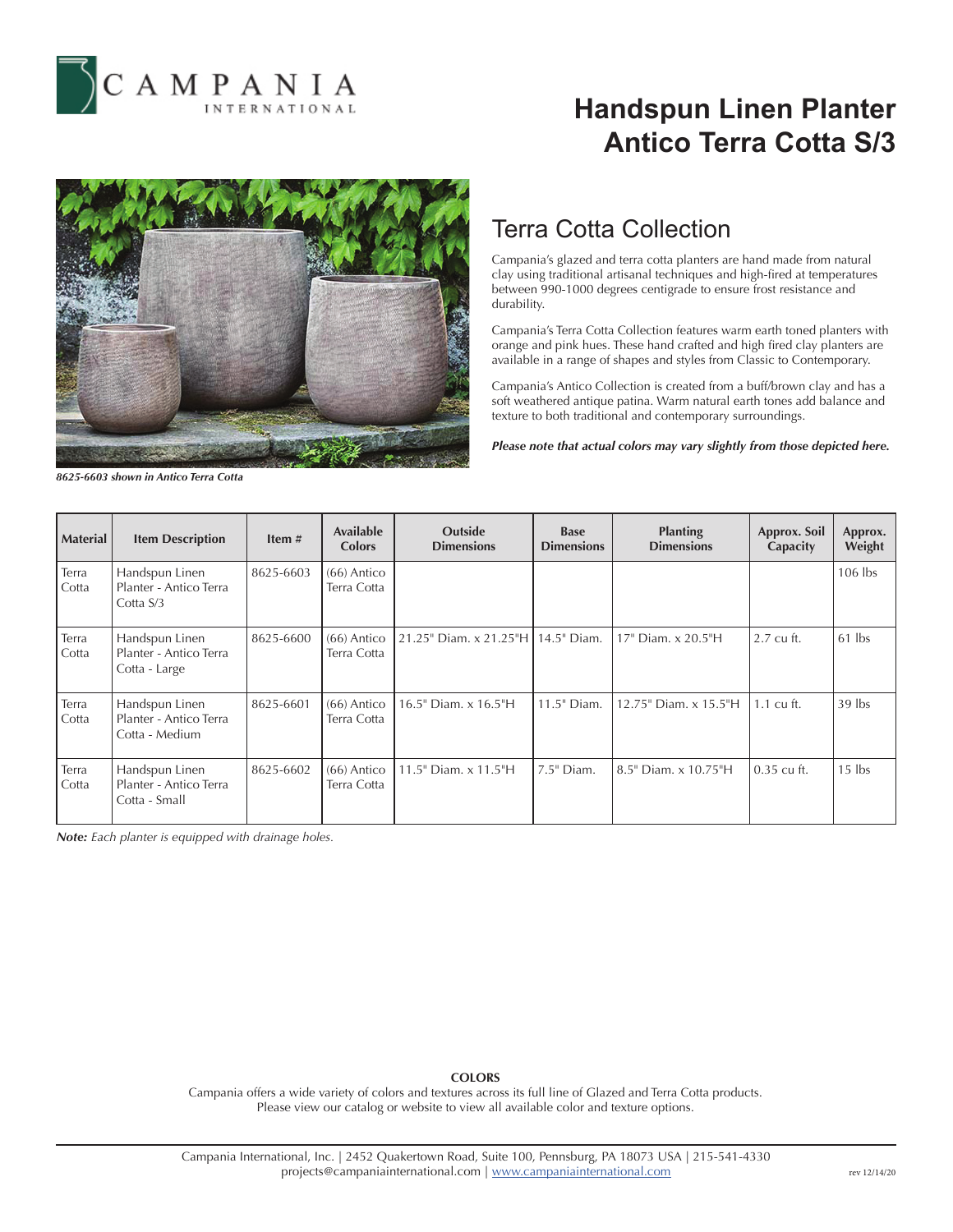# Handspun Linen Planter Antico Terra Cotta S/3

*8625-6603 shown in Antico Terra Cotta*

## Terra Cotta Collection

Campania's glazed and terra cotta planters are hand made from natural clay using traditional artisanal techniques and high-fired at temperatures between 990-1000 degrees centigrade to ensure frost resistance and durability.

Campania's Terra Cotta Collection features warm earth toned planters with orange and pink hues. These hand crafted and high fired clay planters are available in a range of shapes and styles from Classic to Contemporary.

Campania's Antico Collection is created from a buff/brown clay and has a soft weathered antique patina. Warm natural earth tones add balance and texture to both traditional and contemporary surroundings.

***Please note that actual colors may vary slightly from those depicted here.***

| Material | Item Description | Item # | Available Colors | Outside Dimensions | Base Dimensions | Planting Dimensions | Approx. Soil Capacity | Approx. Weight |
|---|---|---|---|---|---|---|---|---|
| Terra Cotta | Handspun Linen Planter - Antico Terra Cotta S/3 | 8625-6603 | (66) Antico Terra Cotta | | | | | 106 lbs |
| Terra Cotta | Handspun Linen Planter - Antico Terra Cotta - Large | 8625-6600 | (66) Antico Terra Cotta | 21.25" Diam. x 21.25"H | 14.5" Diam. | 17" Diam. x 20.5"H | 2.7 cu ft. | 61 lbs |
| Terra Cotta | Handspun Linen Planter - Antico Terra Cotta - Medium | 8625-6601 | (66) Antico Terra Cotta | 16.5" Diam. x 16.5"H | 11.5" Diam. | 12.75" Diam. x 15.5"H | 1.1 cu ft. | 39 lbs |
| Terra Cotta | Handspun Linen Planter - Antico Terra Cotta - Small | 8625-6602 | (66) Antico Terra Cotta | 11.5" Diam. x 11.5"H | 7.5" Diam. | 8.5" Diam. x 10.75"H | 0.35 cu ft. | 15 lbs |

***Note:*** *Each planter is equipped with drainage holes.*

**COLORS**

Campania offers a wide variety of colors and textures across its full line of Glazed and Terra Cotta products. Please view our catalog or website to view all available color and texture options.

Campania International, Inc. | 2452 Quakertown Road, Suite 100, Pennsburg, PA 18073 USA | 215-541-4330
projects@campaniainternational.com | www.campaniainternational.com

rev 12/14/20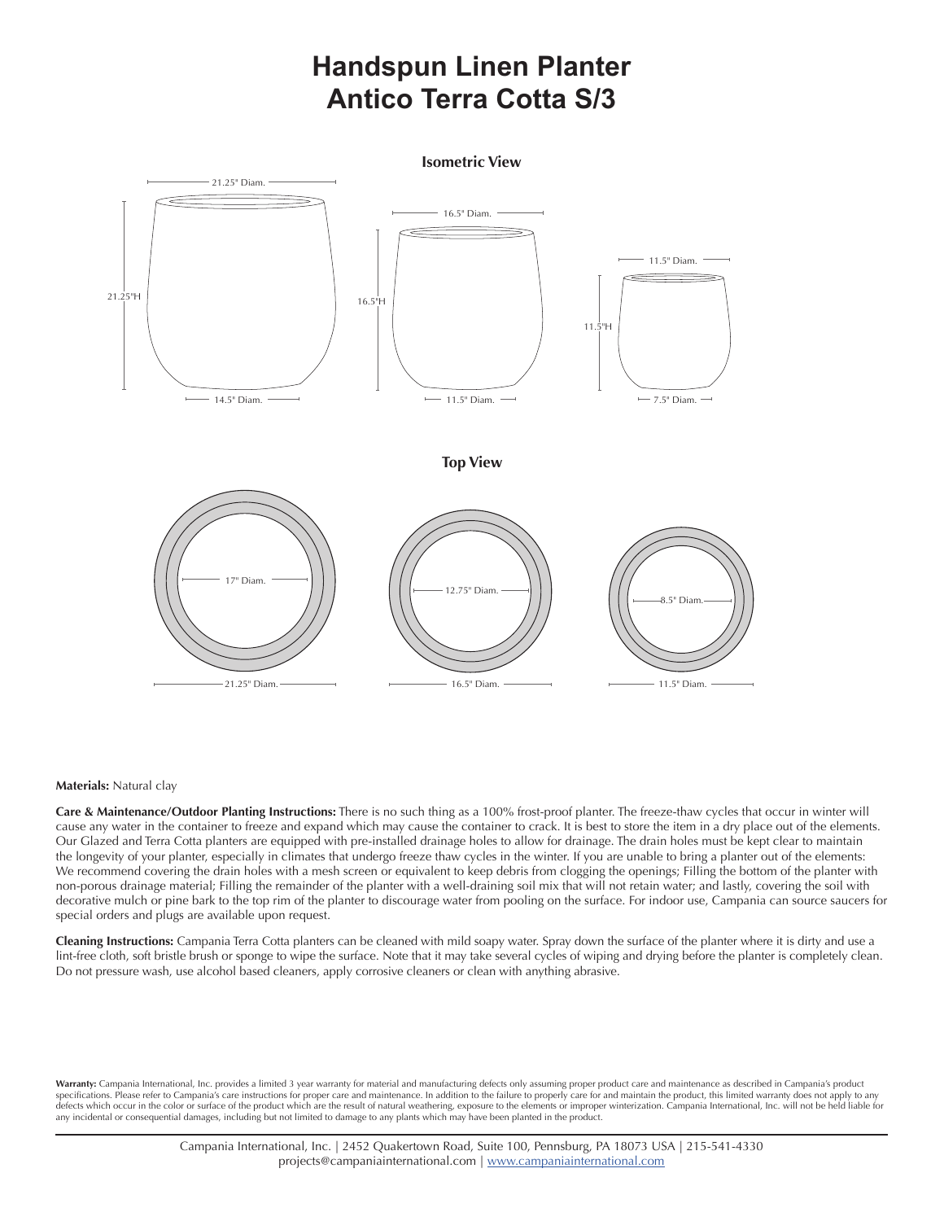# Handspun Linen Planter
# Antico Terra Cotta S/3

**Isometric View**

21.25" Diam.
21.25"H
14.5" Diam.

16.5" Diam.
16.5"H
11.5" Diam.

11.5" Diam.
11.5"H
7.5" Diam.

**Top View**

17" Diam.
21.25" Diam.

12.75" Diam.
16.5" Diam.

8.5" Diam.
11.5" Diam.

**Materials:** Natural clay

**Care & Maintenance/Outdoor Planting Instructions:** There is no such thing as a 100% frost-proof planter. The freeze-thaw cycles that occur in winter will cause any water in the container to freeze and expand which may cause the container to crack. It is best to store the item in a dry place out of the elements. Our Glazed and Terra Cotta planters are equipped with pre-installed drainage holes to allow for drainage. The drain holes must be kept clear to maintain the longevity of your planter, especially in climates that undergo freeze thaw cycles in the winter. If you are unable to bring a planter out of the elements: We recommend covering the drain holes with a mesh screen or equivalent to keep debris from clogging the openings; Filling the bottom of the planter with non-porous drainage material; Filling the remainder of the planter with a well-draining soil mix that will not retain water; and lastly, covering the soil with decorative mulch or pine bark to the top rim of the planter to discourage water from pooling on the surface. For indoor use, Campania can source saucers for special orders and plugs are available upon request.

**Cleaning Instructions:** Campania Terra Cotta planters can be cleaned with mild soapy water. Spray down the surface of the planter where it is dirty and use a lint-free cloth, soft bristle brush or sponge to wipe the surface. Note that it may take several cycles of wiping and drying before the planter is completely clean. Do not pressure wash, use alcohol based cleaners, apply corrosive cleaners or clean with anything abrasive.

**Warranty:** Campania International, Inc. provides a limited 3 year warranty for material and manufacturing defects only assuming proper product care and maintenance as described in Campania's product specifications. Please refer to Campania's care instructions for proper care and maintenance. In addition to the failure to properly care for and maintain the product, this limited warranty does not apply to any defects which occur in the color or surface of the product which are the result of natural weathering, exposure to the elements or improper winterization. Campania International, Inc. will not be held liable for any incidental or consequential damages, including but not limited to damage to any plants which may have been planted in the product.

Campania International, Inc. | 2452 Quakertown Road, Suite 100, Pennsburg, PA 18073 USA | 215-541-4330
projects@campaniainternational.com | www.campaniainternational.com